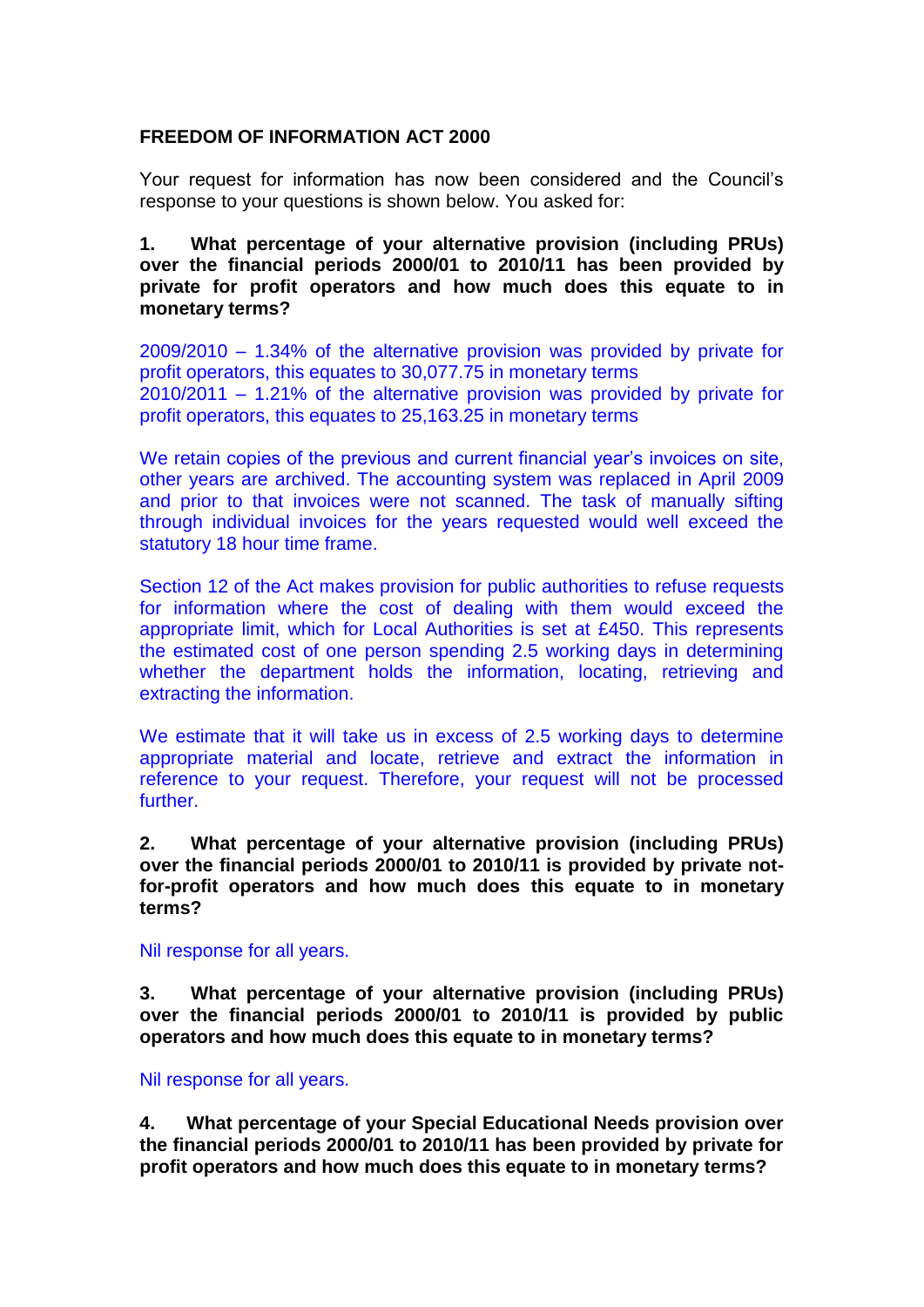## FREEDOM OF INFORMATION ACT 2000

Your request for information has now been considered and the Council's response to your questions is shown below. You asked for:

**1. What percentage of your alternative provision (including PRUs) over the financial periods 2000/01 to 2010/11 has been provided by private for profit operators and how much does this equate to in monetary terms?**

2009/2010 – 1.34% of the alternative provision was provided by private for profit operators, this equates to 30,077.75 in monetary terms
2010/2011 – 1.21% of the alternative provision was provided by private for profit operators, this equates to 25,163.25 in monetary terms

We retain copies of the previous and current financial year's invoices on site, other years are archived. The accounting system was replaced in April 2009 and prior to that invoices were not scanned. The task of manually sifting through individual invoices for the years requested would well exceed the statutory 18 hour time frame.

Section 12 of the Act makes provision for public authorities to refuse requests for information where the cost of dealing with them would exceed the appropriate limit, which for Local Authorities is set at £450. This represents the estimated cost of one person spending 2.5 working days in determining whether the department holds the information, locating, retrieving and extracting the information.

We estimate that it will take us in excess of 2.5 working days to determine appropriate material and locate, retrieve and extract the information in reference to your request. Therefore, your request will not be processed further.

**2. What percentage of your alternative provision (including PRUs) over the financial periods 2000/01 to 2010/11 is provided by private not-for-profit operators and how much does this equate to in monetary terms?**

Nil response for all years.

**3. What percentage of your alternative provision (including PRUs) over the financial periods 2000/01 to 2010/11 is provided by public operators and how much does this equate to in monetary terms?**

Nil response for all years.

**4. What percentage of your Special Educational Needs provision over the financial periods 2000/01 to 2010/11 has been provided by private for profit operators and how much does this equate to in monetary terms?**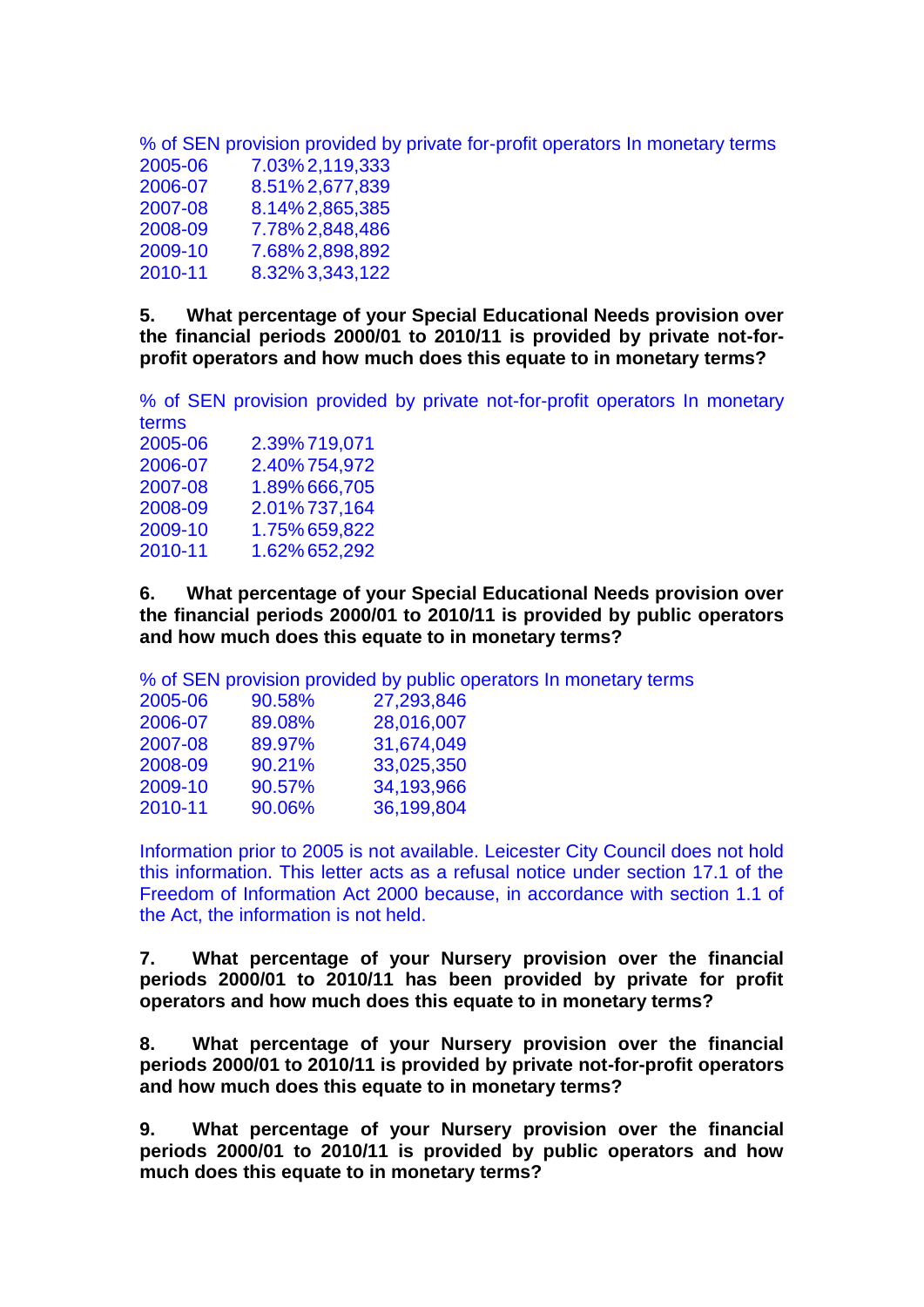% of SEN provision provided by private for-profit operators In monetary terms

| | | |
|---|---|---|
| 2005-06 | 7.03% | 2,119,333 |
| 2006-07 | 8.51% | 2,677,839 |
| 2007-08 | 8.14% | 2,865,385 |
| 2008-09 | 7.78% | 2,848,486 |
| 2009-10 | 7.68% | 2,898,892 |
| 2010-11 | 8.32% | 3,343,122 |

**5. What percentage of your Special Educational Needs provision over the financial periods 2000/01 to 2010/11 is provided by private not-for-profit operators and how much does this equate to in monetary terms?**

% of SEN provision provided by private not-for-profit operators In monetary terms

| | | |
|---|---|---|
| 2005-06 | 2.39% | 719,071 |
| 2006-07 | 2.40% | 754,972 |
| 2007-08 | 1.89% | 666,705 |
| 2008-09 | 2.01% | 737,164 |
| 2009-10 | 1.75% | 659,822 |
| 2010-11 | 1.62% | 652,292 |

**6. What percentage of your Special Educational Needs provision over the financial periods 2000/01 to 2010/11 is provided by public operators and how much does this equate to in monetary terms?**

% of SEN provision provided by public operators In monetary terms

| | | |
|---|---|---|
| 2005-06 | 90.58% | 27,293,846 |
| 2006-07 | 89.08% | 28,016,007 |
| 2007-08 | 89.97% | 31,674,049 |
| 2008-09 | 90.21% | 33,025,350 |
| 2009-10 | 90.57% | 34,193,966 |
| 2010-11 | 90.06% | 36,199,804 |

Information prior to 2005 is not available. Leicester City Council does not hold this information. This letter acts as a refusal notice under section 17.1 of the Freedom of Information Act 2000 because, in accordance with section 1.1 of the Act, the information is not held.

**7. What percentage of your Nursery provision over the financial periods 2000/01 to 2010/11 has been provided by private for profit operators and how much does this equate to in monetary terms?**

**8. What percentage of your Nursery provision over the financial periods 2000/01 to 2010/11 is provided by private not-for-profit operators and how much does this equate to in monetary terms?**

**9. What percentage of your Nursery provision over the financial periods 2000/01 to 2010/11 is provided by public operators and how much does this equate to in monetary terms?**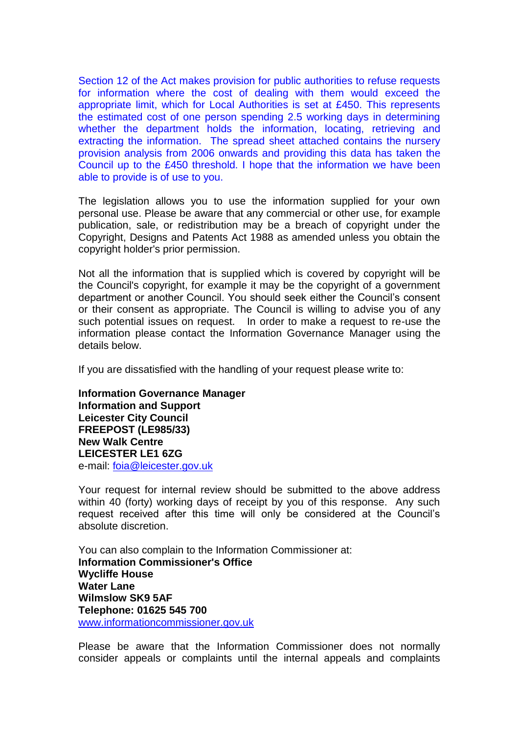Section 12 of the Act makes provision for public authorities to refuse requests for information where the cost of dealing with them would exceed the appropriate limit, which for Local Authorities is set at £450. This represents the estimated cost of one person spending 2.5 working days in determining whether the department holds the information, locating, retrieving and extracting the information. The spread sheet attached contains the nursery provision analysis from 2006 onwards and providing this data has taken the Council up to the £450 threshold. I hope that the information we have been able to provide is of use to you.

The legislation allows you to use the information supplied for your own personal use. Please be aware that any commercial or other use, for example publication, sale, or redistribution may be a breach of copyright under the Copyright, Designs and Patents Act 1988 as amended unless you obtain the copyright holder's prior permission.

Not all the information that is supplied which is covered by copyright will be the Council's copyright, for example it may be the copyright of a government department or another Council. You should seek either the Council's consent or their consent as appropriate. The Council is willing to advise you of any such potential issues on request. In order to make a request to re-use the information please contact the Information Governance Manager using the details below.

If you are dissatisfied with the handling of your request please write to:

**Information Governance Manager**
**Information and Support**
**Leicester City Council**
**FREEPOST (LE985/33)**
**New Walk Centre**
**LEICESTER LE1 6ZG**
e-mail: foia@leicester.gov.uk

Your request for internal review should be submitted to the above address within 40 (forty) working days of receipt by you of this response. Any such request received after this time will only be considered at the Council's absolute discretion.

You can also complain to the Information Commissioner at:
**Information Commissioner's Office**
**Wycliffe House**
**Water Lane**
**Wilmslow SK9 5AF**
**Telephone: 01625 545 700**
www.informationcommissioner.gov.uk

Please be aware that the Information Commissioner does not normally consider appeals or complaints until the internal appeals and complaints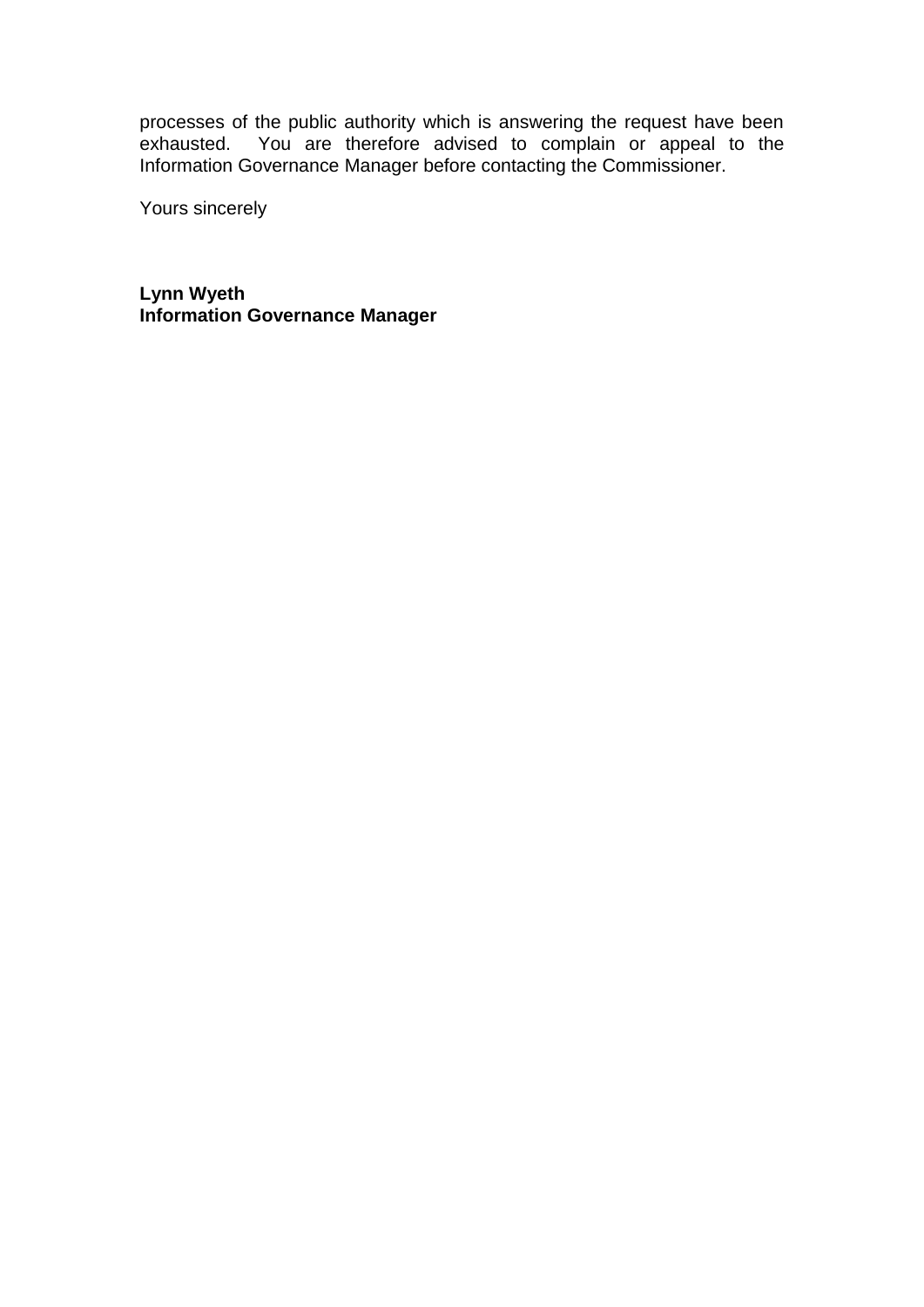processes of the public authority which is answering the request have been exhausted. You are therefore advised to complain or appeal to the Information Governance Manager before contacting the Commissioner.

Yours sincerely

**Lynn Wyeth**
**Information Governance Manager**